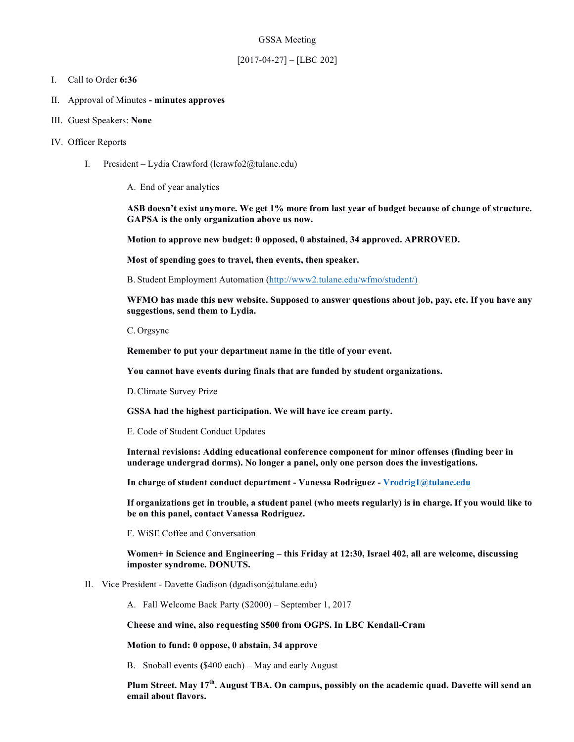GSSA Meeting

[2017-04-27] – [LBC 202]

I. Call to Order **6:36**

II. Approval of Minutes **- minutes approves**

III. Guest Speakers: **None**

IV. Officer Reports

   I. President – Lydia Crawford (lcrawfo2@tulane.edu)

      A. End of year analytics

      **ASB doesn't exist anymore. We get 1% more from last year of budget because of change of structure. GAPSA is the only organization above us now.**

      **Motion to approve new budget: 0 opposed, 0 abstained, 34 approved. APRROVED.**

      **Most of spending goes to travel, then events, then speaker.**

      B. Student Employment Automation (http://www2.tulane.edu/wfmo/student/)

      **WFMO has made this new website. Supposed to answer questions about job, pay, etc. If you have any suggestions, send them to Lydia.**

      C. Orgsync

      **Remember to put your department name in the title of your event.**

      **You cannot have events during finals that are funded by student organizations.**

      D. Climate Survey Prize

      **GSSA had the highest participation. We will have ice cream party.**

      E. Code of Student Conduct Updates

      **Internal revisions: Adding educational conference component for minor offenses (finding beer in underage undergrad dorms). No longer a panel, only one person does the investigations.**

      **In charge of student conduct department - Vanessa Rodriguez - Vrodrig1@tulane.edu**

      **If organizations get in trouble, a student panel (who meets regularly) is in charge. If you would like to be on this panel, contact Vanessa Rodriguez.**

      F. WiSE Coffee and Conversation

      **Women+ in Science and Engineering – this Friday at 12:30, Israel 402, all are welcome, discussing imposter syndrome. DONUTS.**

   II. Vice President - Davette Gadison (dgadison@tulane.edu)

      A. Fall Welcome Back Party ($2000) – September 1, 2017

      **Cheese and wine, also requesting $500 from OGPS. In LBC Kendall-Cram**

      **Motion to fund: 0 oppose, 0 abstain, 34 approve**

      B. Snoball events ($400 each) – May and early August

      **Plum Street. May 17th. August TBA. On campus, possibly on the academic quad. Davette will send an email about flavors.**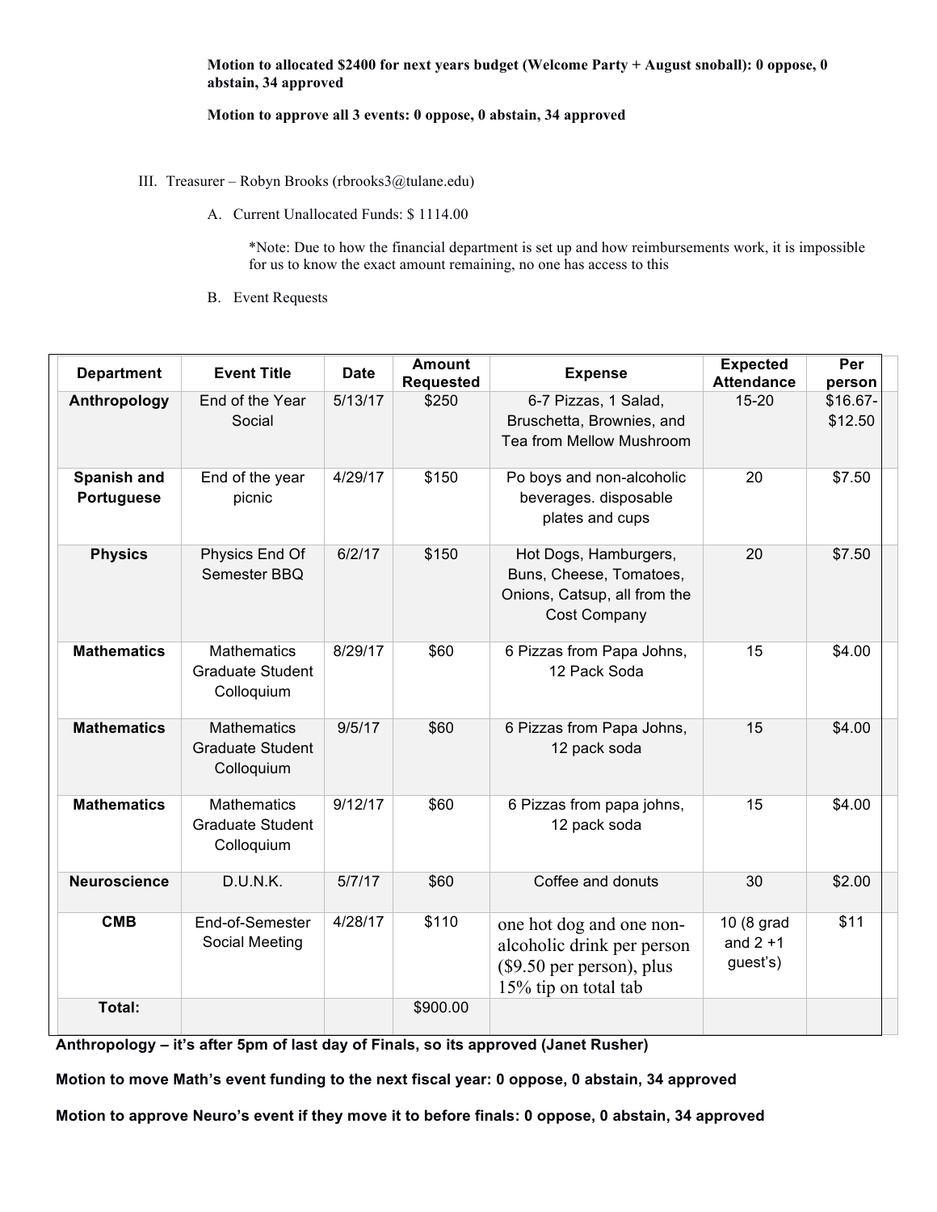**Motion to allocated $2400 for next years budget (Welcome Party + August snoball): 0 oppose, 0 abstain, 34 approved**

**Motion to approve all 3 events: 0 oppose, 0 abstain, 34 approved**

III. Treasurer – Robyn Brooks (rbrooks3@tulane.edu)

A. Current Unallocated Funds: $ 1114.00

*Note: Due to how the financial department is set up and how reimbursements work, it is impossible for us to know the exact amount remaining, no one has access to this

B. Event Requests

| Department | Event Title | Date | Amount Requested | Expense | Expected Attendance | Per person |
|---|---|---|---|---|---|---|
| **Anthropology** | End of the Year Social | 5/13/17 | $250 | 6-7 Pizzas, 1 Salad, Bruschetta, Brownies, and Tea from Mellow Mushroom | 15-20 | $16.67-$12.50 |
| **Spanish and Portuguese** | End of the year picnic | 4/29/17 | $150 | Po boys and non-alcoholic beverages. disposable plates and cups | 20 | $7.50 |
| **Physics** | Physics End Of Semester BBQ | 6/2/17 | $150 | Hot Dogs, Hamburgers, Buns, Cheese, Tomatoes, Onions, Catsup, all from the Cost Company | 20 | $7.50 |
| **Mathematics** | Mathematics Graduate Student Colloquium | 8/29/17 | $60 | 6 Pizzas from Papa Johns, 12 Pack Soda | 15 | $4.00 |
| **Mathematics** | Mathematics Graduate Student Colloquium | 9/5/17 | $60 | 6 Pizzas from Papa Johns, 12 pack soda | 15 | $4.00 |
| **Mathematics** | Mathematics Graduate Student Colloquium | 9/12/17 | $60 | 6 Pizzas from papa johns, 12 pack soda | 15 | $4.00 |
| **Neuroscience** | D.U.N.K. | 5/7/17 | $60 | Coffee and donuts | 30 | $2.00 |
| **CMB** | End-of-Semester Social Meeting | 4/28/17 | $110 | one hot dog and one non-alcoholic drink per person ($9.50 per person), plus 15% tip on total tab | 10 (8 grad and 2 +1 guest's) | $11 |
| **Total:** | | | $900.00 | | | |

**Anthropology – it's after 5pm of last day of Finals, so its approved (Janet Rusher)**

**Motion to move Math's event funding to the next fiscal year: 0 oppose, 0 abstain, 34 approved**

**Motion to approve Neuro's event if they move it to before finals: 0 oppose, 0 abstain, 34 approved**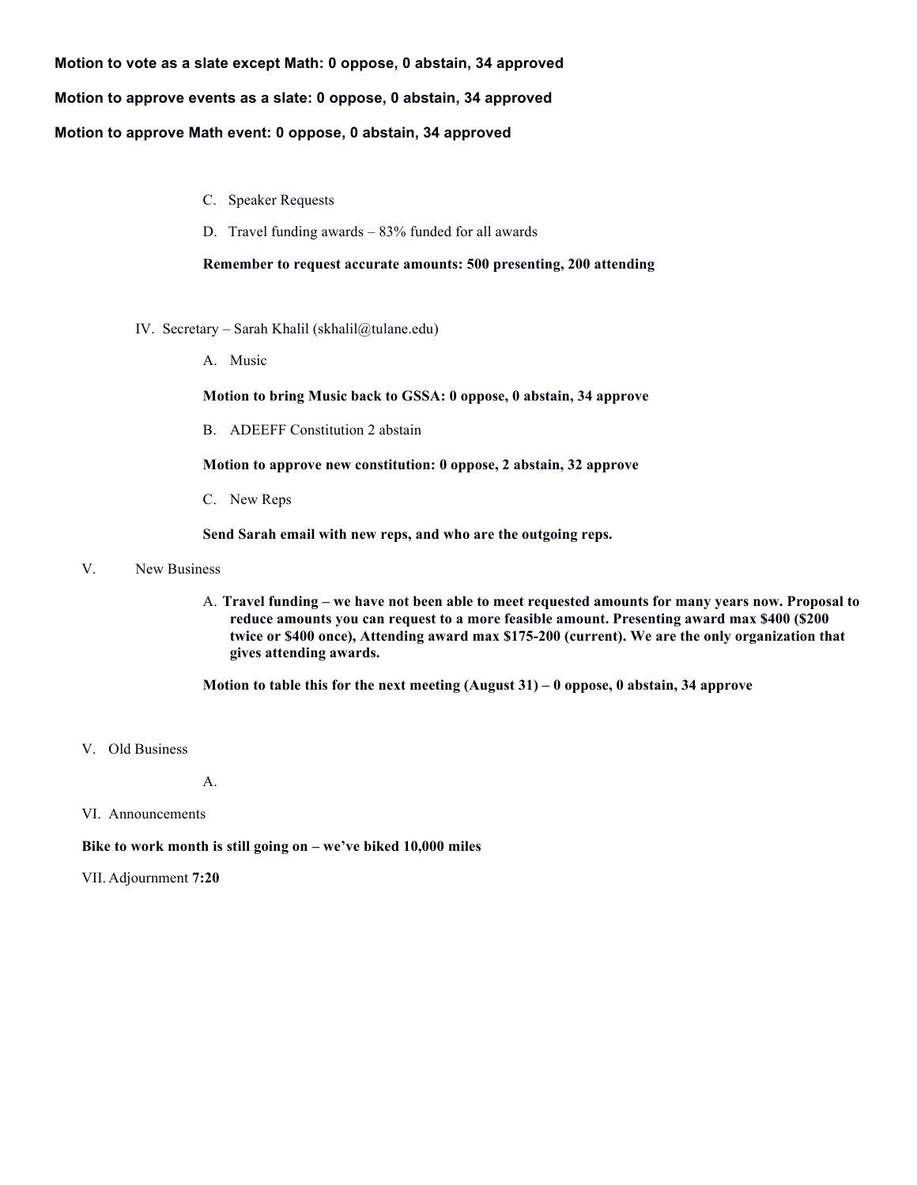**Motion to vote as a slate except Math: 0 oppose, 0 abstain, 34 approved**

**Motion to approve events as a slate: 0 oppose, 0 abstain, 34 approved**

**Motion to approve Math event: 0 oppose, 0 abstain, 34 approved**

C. Speaker Requests

D. Travel funding awards – 83% funded for all awards

**Remember to request accurate amounts: 500 presenting, 200 attending**

IV. Secretary – Sarah Khalil (skhalil@tulane.edu)

A. Music

**Motion to bring Music back to GSSA: 0 oppose, 0 abstain, 34 approve**

B. ADEEFF Constitution 2 abstain

**Motion to approve new constitution: 0 oppose, 2 abstain, 32 approve**

C. New Reps

**Send Sarah email with new reps, and who are the outgoing reps.**

V. New Business

A. **Travel funding – we have not been able to meet requested amounts for many years now. Proposal to reduce amounts you can request to a more feasible amount. Presenting award max $400 ($200 twice or $400 once), Attending award max $175-200 (current). We are the only organization that gives attending awards.**

**Motion to table this for the next meeting (August 31) – 0 oppose, 0 abstain, 34 approve**

V. Old Business

A.

VI. Announcements

**Bike to work month is still going on – we've biked 10,000 miles**

VII. Adjournment **7:20**